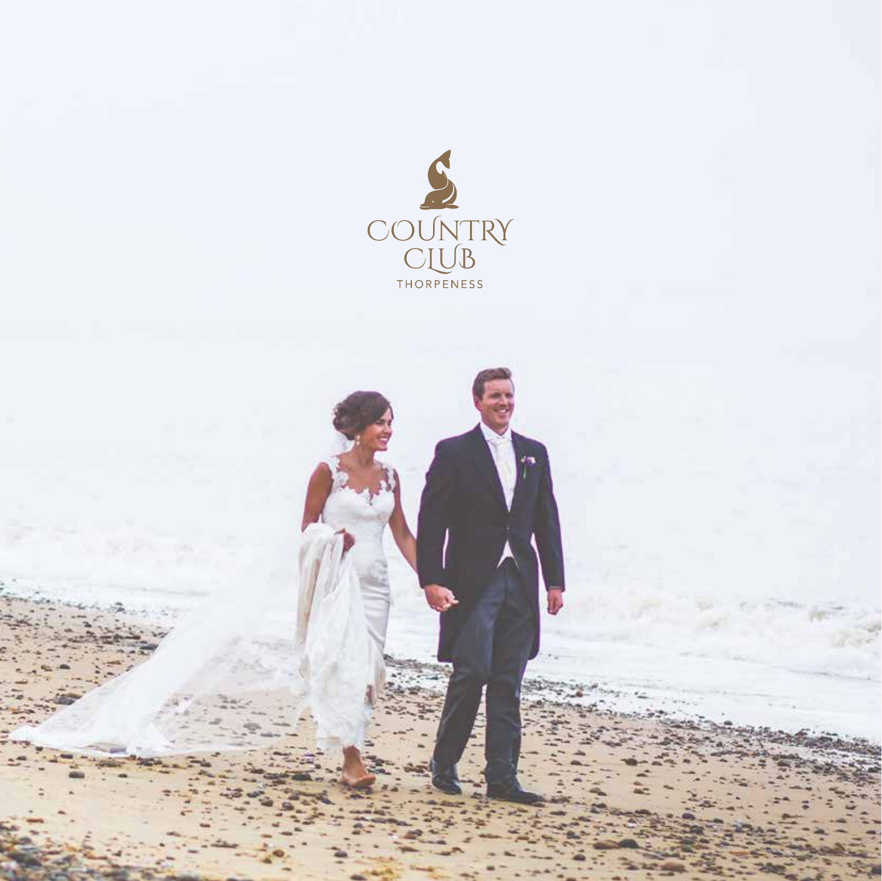COUNTRY CLUB

THORPENESS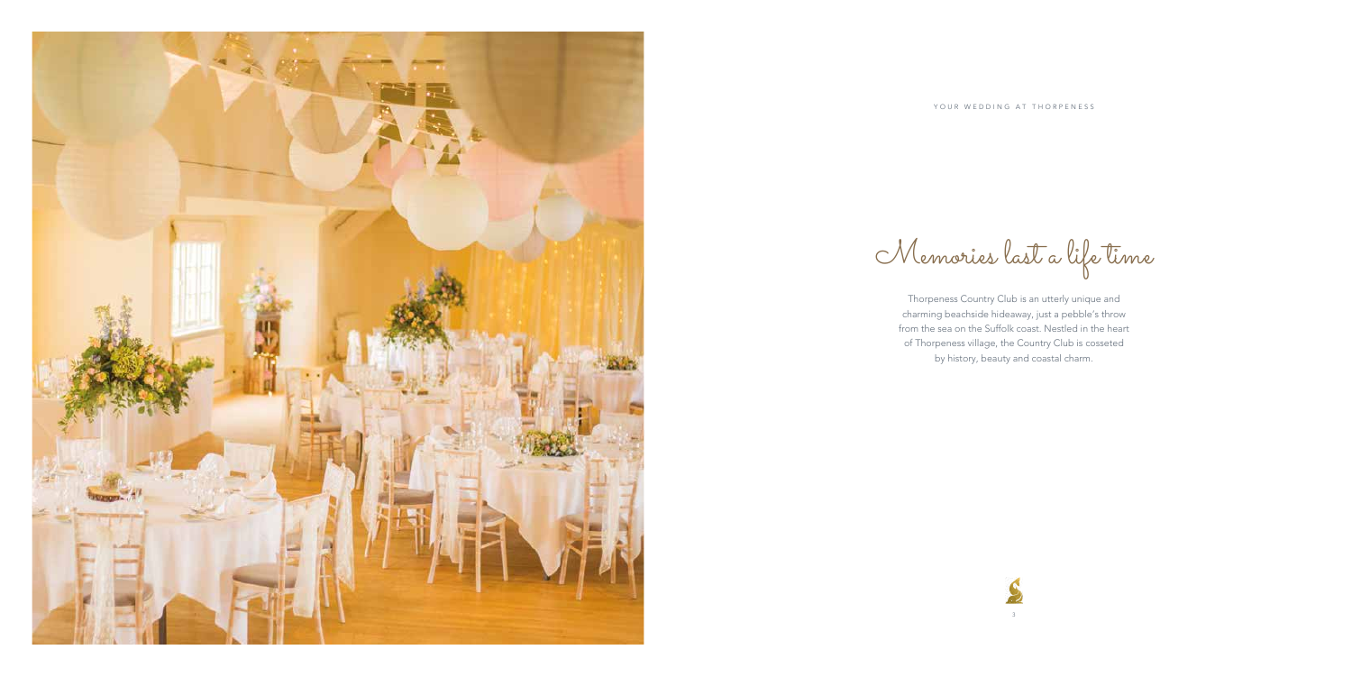YOUR WEDDING AT THORPENESS

# Memories last a life time

Thorpeness Country Club is an utterly unique and charming beachside hideaway, just a pebble's throw from the sea on the Suffolk coast. Nestled in the heart of Thorpeness village, the Country Club is cosseted by history, beauty and coastal charm.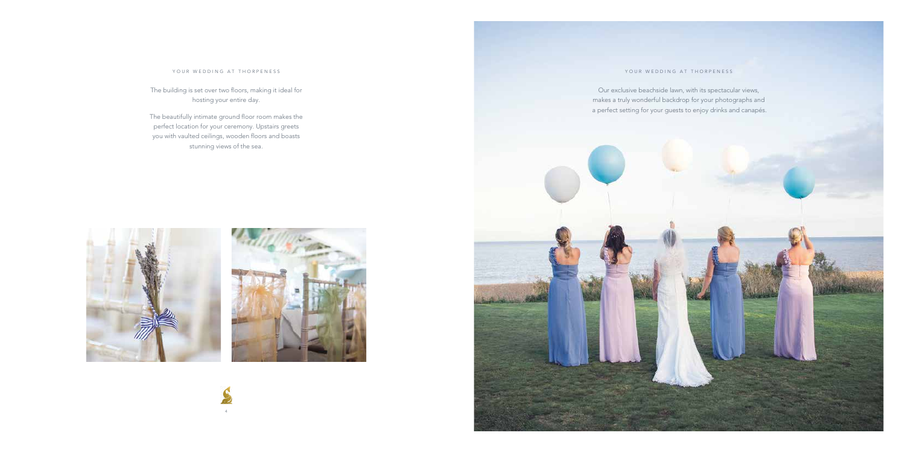YOUR WEDDING AT THORPENESS

The building is set over two floors, making it ideal for hosting your entire day.

The beautifully intimate ground floor room makes the perfect location for your ceremony. Upstairs greets you with vaulted ceilings, wooden floors and boasts stunning views of the sea.

YOUR WEDDING AT THORPENESS

Our exclusive beachside lawn, with its spectacular views, makes a truly wonderful backdrop for your photographs and a perfect setting for your guests to enjoy drinks and canapés.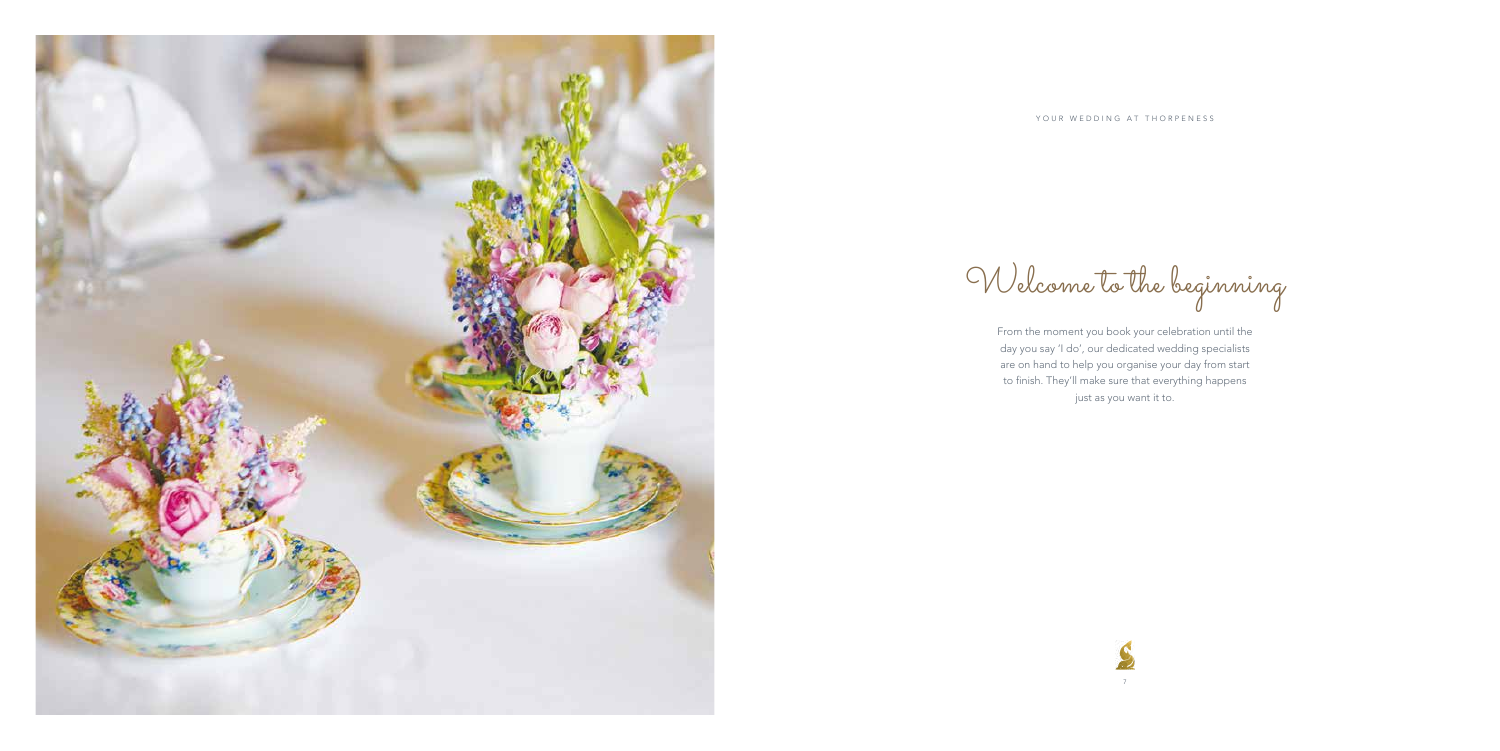# Welcome to the beginning

From the moment you book your celebration until the day you say 'I do', our dedicated wedding specialists are on hand to help you organise your day from start to finish. They'll make sure that everything happens just as you want it to.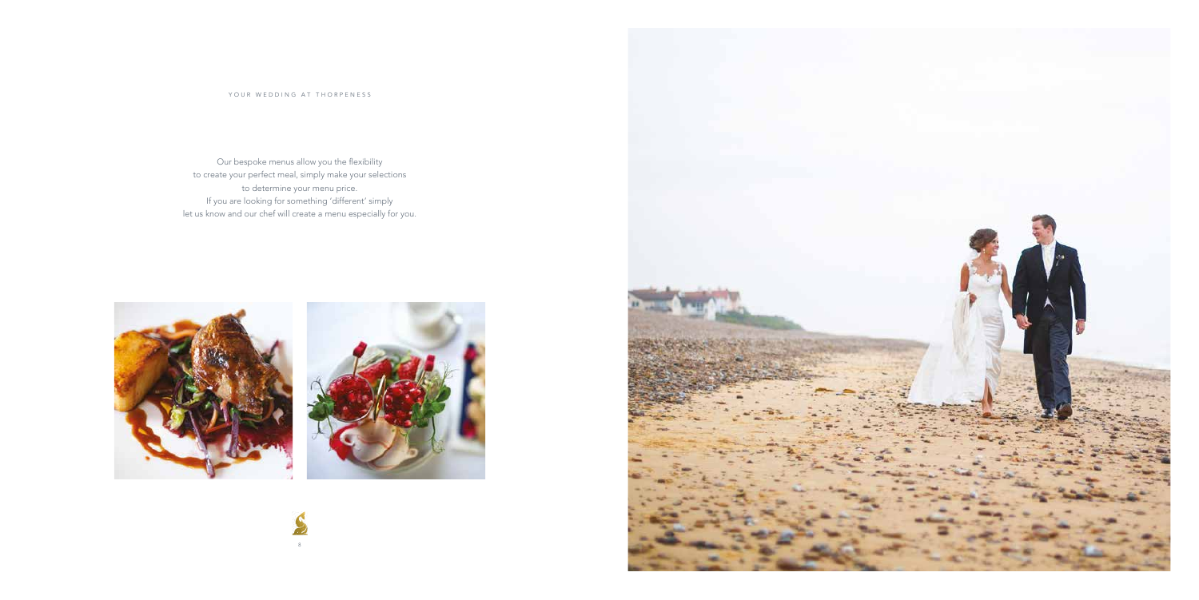Our bespoke menus allow you the flexibility
to create your perfect meal, simply make your selections
to determine your menu price.
If you are looking for something 'different' simply
let us know and our chef will create a menu especially for you.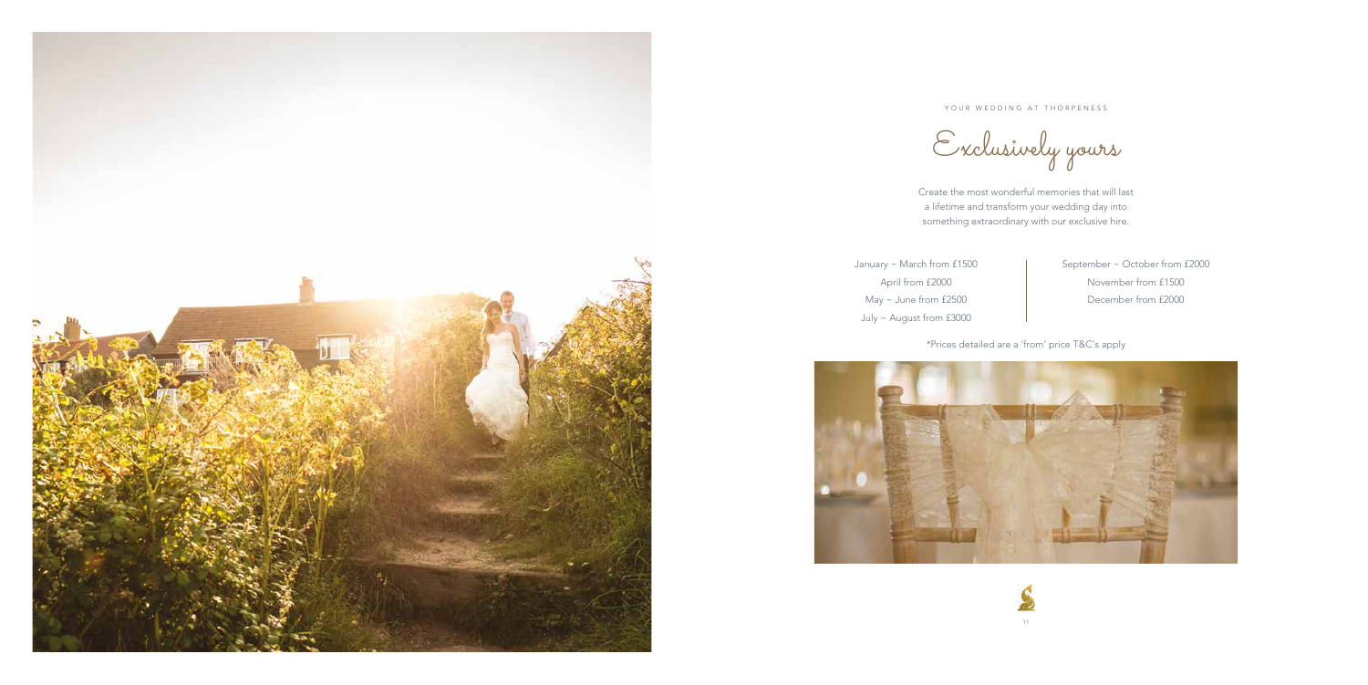YOUR WEDDING AT THORPENESS

# Exclusively yours

Create the most wonderful memories that will last a lifetime and transform your wedding day into something extraordinary with our exclusive hire.

January ~ March from £1500
April from £2000
May ~ June from £2500
July ~ August from £3000

September ~ October from £2000
November from £1500
December from £2000

*Prices detailed are a 'from' price T&C's apply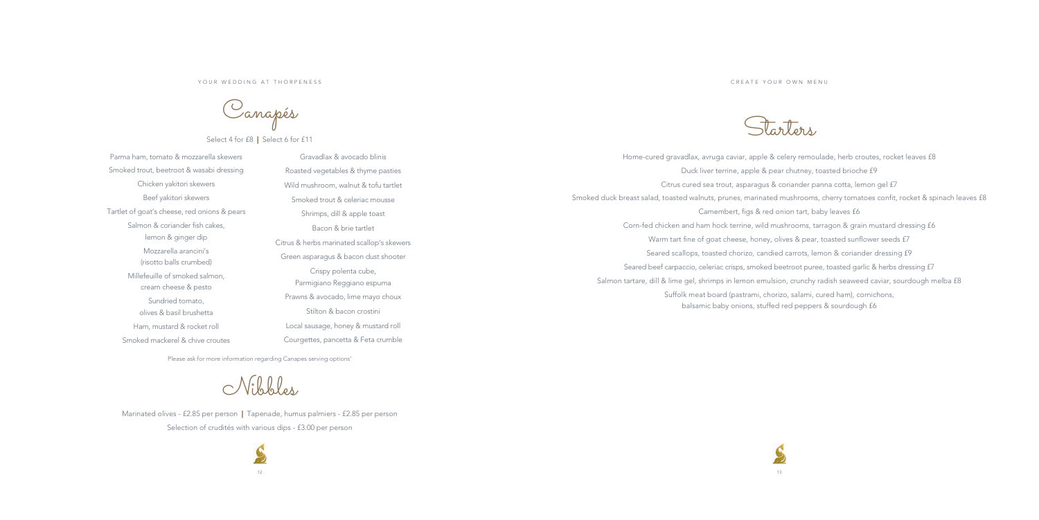# Canapés

Select 4 for £8 | Select 6 for £11

- Parma ham, tomato & mozzarella skewers
- Smoked trout, beetroot & wasabi dressing
- Chicken yakitori skewers
- Beef yakitori skewers
- Tartlet of goat's cheese, red onions & pears
- Salmon & coriander fish cakes, lemon & ginger dip
- Mozzarella arancini's (risotto balls crumbed)
- Millefeuille of smoked salmon, cream cheese & pesto
- Sundried tomato, olives & basil brushetta
- Ham, mustard & rocket roll
- Smoked mackerel & chive croutes
- Gravadlax & avocado blinis
- Roasted vegetables & thyme pasties
- Wild mushroom, walnut & tofu tartlet
- Smoked trout & celeriac mousse
- Shrimps, dill & apple toast
- Bacon & brie tartlet
- Citrus & herbs marinated scallop's skewers
- Green asparagus & bacon dust shooter
- Crispy polenta cube, Parmigiano Reggiano espuma
- Prawns & avocado, lime mayo choux
- Stilton & bacon crostini
- Local sausage, honey & mustard roll
- Courgettes, pancetta & Feta crumble

Please ask for more information regarding Canapes serving options'

# Nibbles

Marinated olives - £2.85 per person | Tapenade, humus palmiers - £2.85 per person

Selection of crudités with various dips - £3.00 per person

# Starters

Home-cured gravadlax, avruga caviar, apple & celery remoulade, herb croutes, rocket leaves £8

Duck liver terrine, apple & pear chutney, toasted brioche £9

Citrus cured sea trout, asparagus & coriander panna cotta, lemon gel £7

Smoked duck breast salad, toasted walnuts, prunes, marinated mushrooms, cherry tomatoes confit, rocket & spinach leaves £8

Camembert, figs & red onion tart, baby leaves £6

Corn-fed chicken and ham hock terrine, wild mushrooms, tarragon & grain mustard dressing £6

Warm tart fine of goat cheese, honey, olives & pear, toasted sunflower seeds £7

Seared scallops, toasted chorizo, candied carrots, lemon & coriander dressing £9

Seared beef carpaccio, celeriac crisps, smoked beetroot puree, toasted garlic & herbs dressing £7

Salmon tartare, dill & lime gel, shrimps in lemon emulsion, crunchy radish seaweed caviar, sourdough melba £8

Suffolk meat board (pastrami, chorizo, salami, cured ham), cornichons, balsamic baby onions, stuffed red peppers & sourdough £6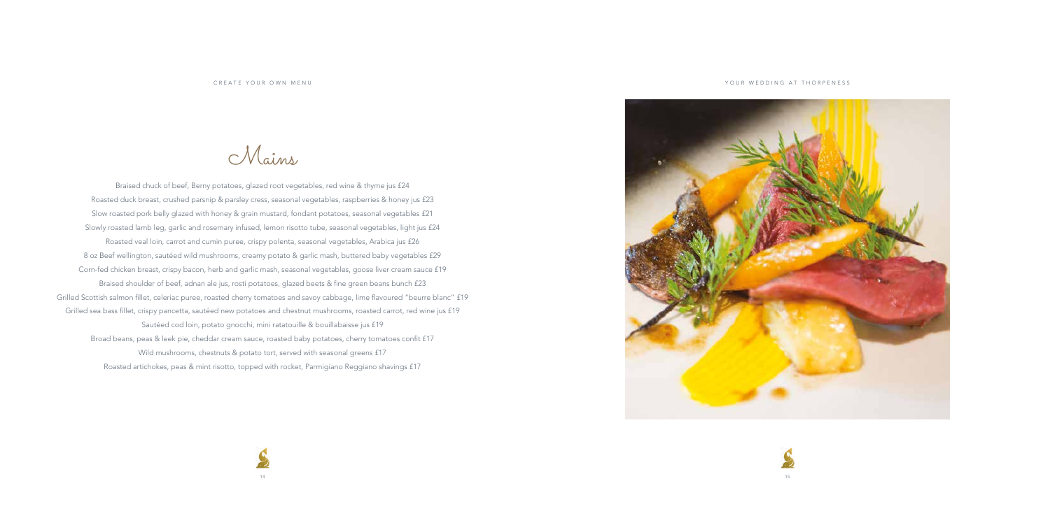# Mains

Braised chuck of beef, Berny potatoes, glazed root vegetables, red wine & thyme jus £24

Roasted duck breast, crushed parsnip & parsley cress, seasonal vegetables, raspberries & honey jus £23

Slow roasted pork belly glazed with honey & grain mustard, fondant potatoes, seasonal vegetables £21

Slowly roasted lamb leg, garlic and rosemary infused, lemon risotto tube, seasonal vegetables, light jus £24

Roasted veal loin, carrot and cumin puree, crispy polenta, seasonal vegetables, Arabica jus £26

8 oz Beef wellington, sautéed wild mushrooms, creamy potato & garlic mash, buttered baby vegetables £29

Corn-fed chicken breast, crispy bacon, herb and garlic mash, seasonal vegetables, goose liver cream sauce £19

Braised shoulder of beef, adnan ale jus, rosti potatoes, glazed beets & fine green beans bunch £23

Grilled Scottish salmon fillet, celeriac puree, roasted cherry tomatoes and savoy cabbage, lime flavoured "beurre blanc" £19

Grilled sea bass fillet, crispy pancetta, sautéed new potatoes and chestnut mushrooms, roasted carrot, red wine jus £19

Sautéed cod loin, potato gnocchi, mini ratatouille & bouillabaisse jus £19

Broad beans, peas & leek pie, cheddar cream sauce, roasted baby potatoes, cherry tomatoes confit £17

Wild mushrooms, chestnuts & potato tort, served with seasonal greens £17

Roasted artichokes, peas & mint risotto, topped with rocket, Parmigiano Reggiano shavings £17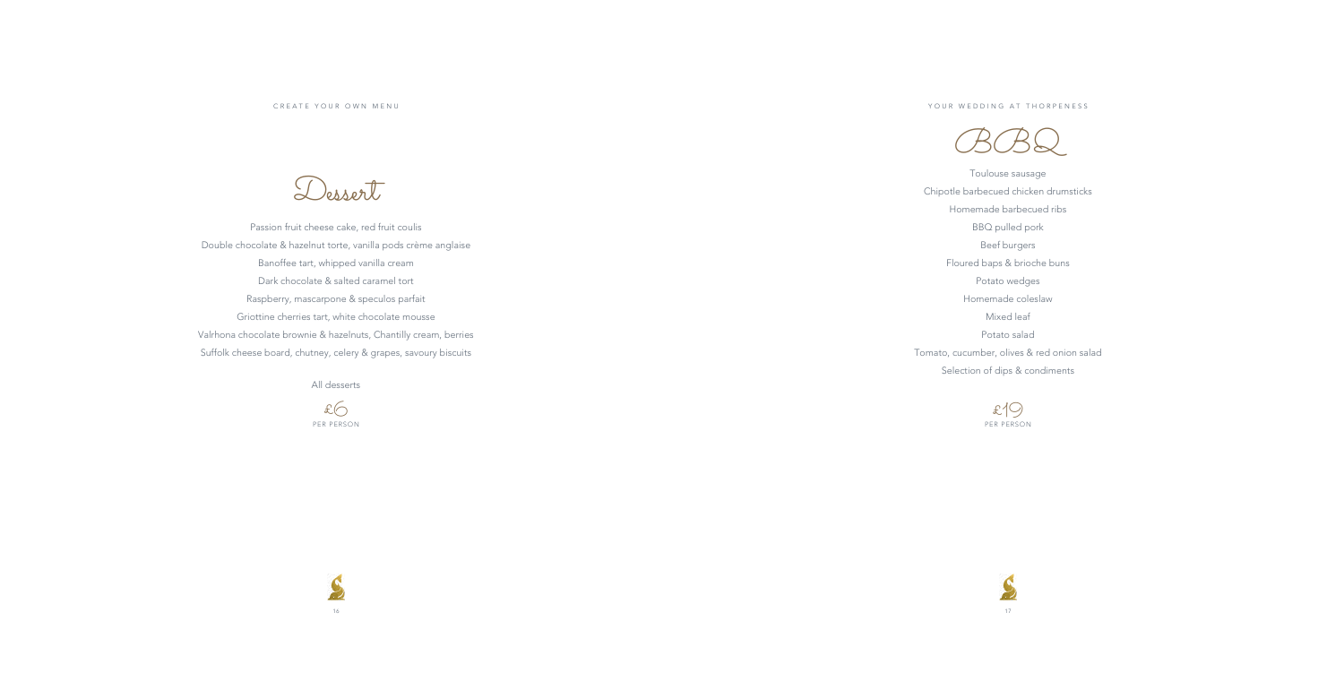CREATE YOUR OWN MENU

# Dessert

Passion fruit cheese cake, red fruit coulis

Double chocolate & hazelnut torte, vanilla pods crème anglaise

Banoffee tart, whipped vanilla cream

Dark chocolate & salted caramel tort

Raspberry, mascarpone & speculos parfait

Griottine cherries tart, white chocolate mousse

Valrhona chocolate brownie & hazelnuts, Chantilly cream, berries

Suffolk cheese board, chutney, celery & grapes, savoury biscuits

All desserts

£6

PER PERSON

YOUR WEDDING AT THORPENESS

# BBQ

Toulouse sausage

Chipotle barbecued chicken drumsticks

Homemade barbecued ribs

BBQ pulled pork

Beef burgers

Floured baps & brioche buns

Potato wedges

Homemade coleslaw

Mixed leaf

Potato salad

Tomato, cucumber, olives & red onion salad

Selection of dips & condiments

£19

PER PERSON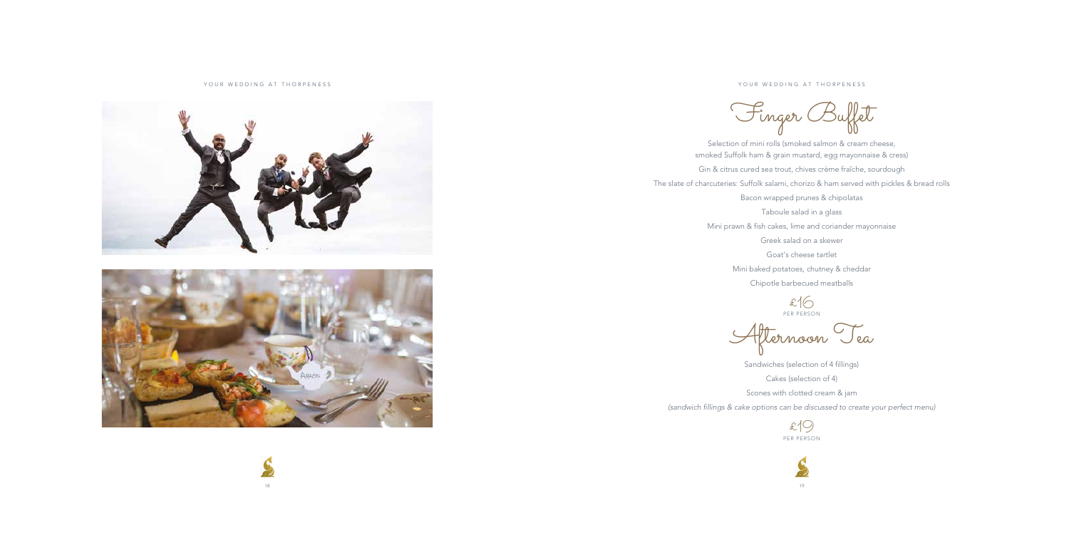## Finger Buffet

Selection of mini rolls (smoked salmon & cream cheese, smoked Suffolk ham & grain mustard, egg mayonnaise & cress)

Gin & citrus cured sea trout, chives crème fraîche, sourdough

The slate of charcuteries: Suffolk salami, chorizo & ham served with pickles & bread rolls

Bacon wrapped prunes & chipolatas

Taboule salad in a glass

Mini prawn & fish cakes, lime and coriander mayonnaise

Greek salad on a skewer

Goat's cheese tartlet

Mini baked potatoes, chutney & cheddar

Chipotle barbecued meatballs

£16
PER PERSON

## Afternoon Tea

Sandwiches (selection of 4 fillings)

Cakes (selection of 4)

Scones with clotted cream & jam

*(sandwich fillings & cake options can be discussed to create your perfect menu)*

£19
PER PERSON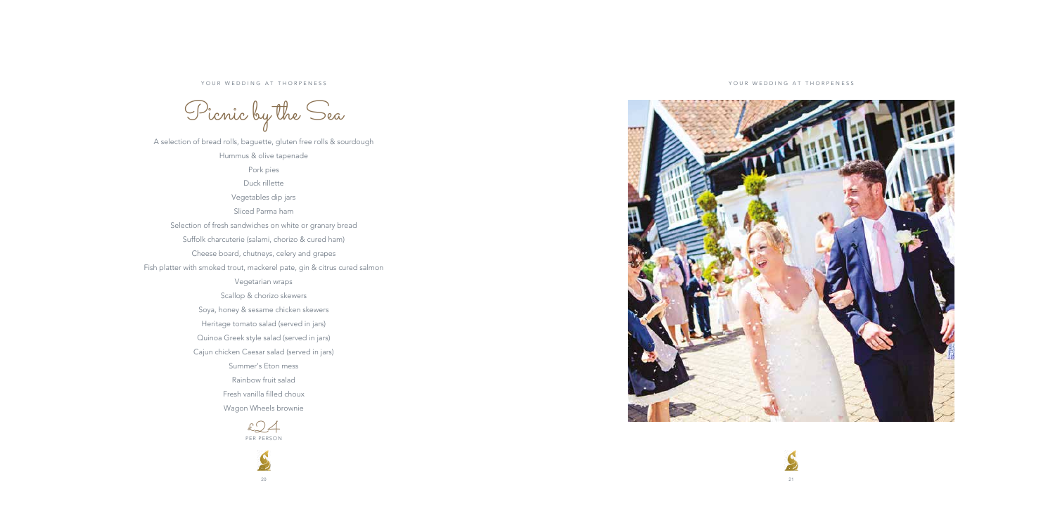# Picnic by the Sea

A selection of bread rolls, baguette, gluten free rolls & sourdough

Hummus & olive tapenade

Pork pies

Duck rillette

Vegetables dip jars

Sliced Parma ham

Selection of fresh sandwiches on white or granary bread

Suffolk charcuterie (salami, chorizo & cured ham)

Cheese board, chutneys, celery and grapes

Fish platter with smoked trout, mackerel pate, gin & citrus cured salmon

Vegetarian wraps

Scallop & chorizo skewers

Soya, honey & sesame chicken skewers

Heritage tomato salad (served in jars)

Quinoa Greek style salad (served in jars)

Cajun chicken Caesar salad (served in jars)

Summer's Eton mess

Rainbow fruit salad

Fresh vanilla filled choux

Wagon Wheels brownie

£24
PER PERSON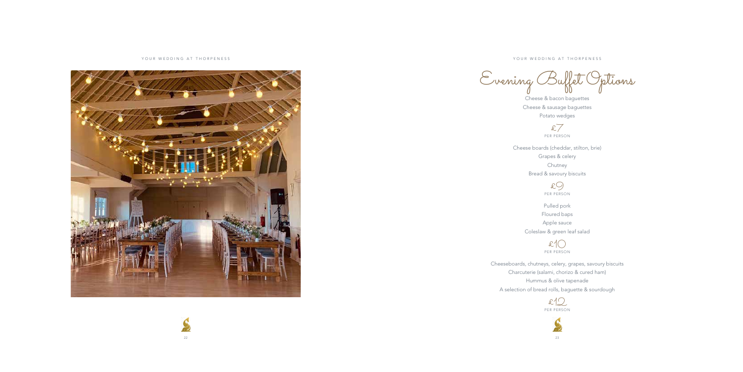# Evening Buffet Options

Cheese & bacon baguettes
Cheese & sausage baguettes
Potato wedges

£7
PER PERSON

Cheese boards (cheddar, stilton, brie)
Grapes & celery
Chutney
Bread & savoury biscuits

£9
PER PERSON

Pulled pork
Floured baps
Apple sauce
Coleslaw & green leaf salad

£10
PER PERSON

Cheeseboards, chutneys, celery, grapes, savoury biscuits
Charcuterie (salami, chorizo & cured ham)
Hummus & olive tapenade
A selection of bread rolls, baguette & sourdough

£12
PER PERSON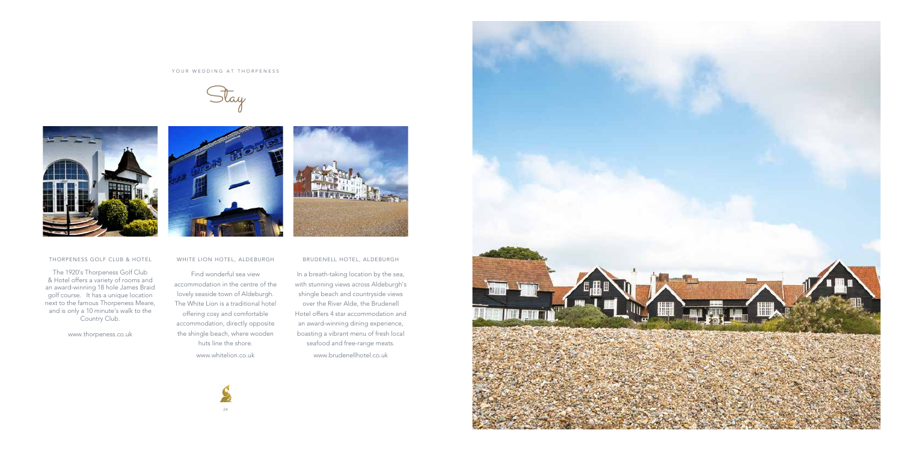YOUR WEDDING AT THORPENESS

# Stay

### THORPENESS GOLF CLUB & HOTEL

The 1920's Thorpeness Golf Club & Hotel offers a variety of rooms and an award-winning 18 hole James Braid golf course. It has a unique location next to the famous Thorpeness Meare, and is only a 10 minute's walk to the Country Club.

www.thorpeness.co.uk

### WHITE LION HOTEL, ALDEBURGH

Find wonderful sea view accommodation in the centre of the lovely seaside town of Aldeburgh. The White Lion is a traditional hotel offering cosy and comfortable accommodation, directly opposite the shingle beach, where wooden huts line the shore.

www.whitelion.co.uk

### BRUDENELL HOTEL, ALDEBURGH

In a breath-taking location by the sea, with stunning views across Aldeburgh's shingle beach and countryside views over the River Alde, the Brudenell Hotel offers 4 star accommodation and an award-winning dining experience, boasting a vibrant menu of fresh local seafood and free-range meats.

www.brudenellhotel.co.uk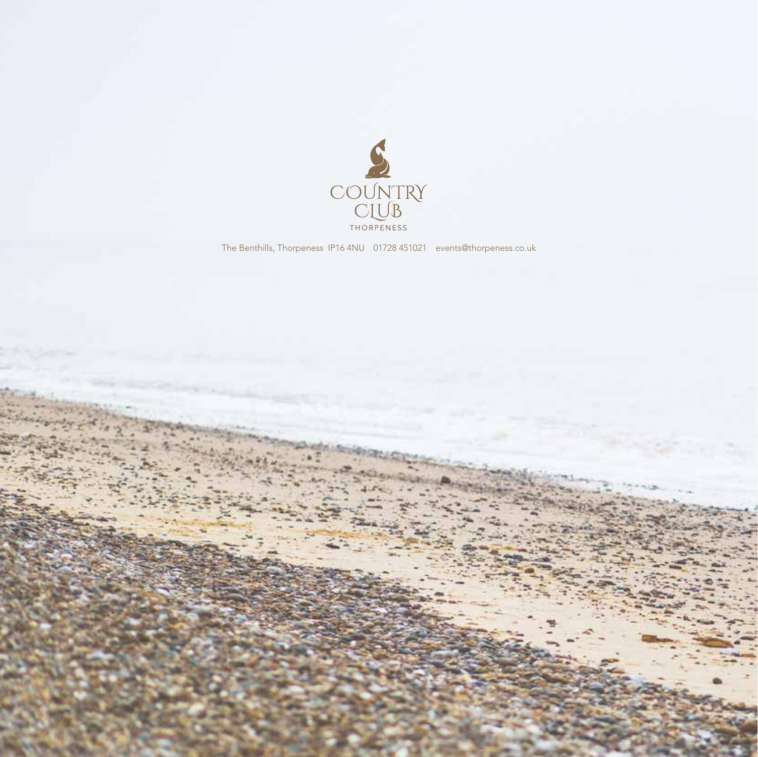COUNTRY CLUB

THORPENESS

The Benthills, Thorpeness IP16 4NU 01728 451021 events@thorpeness.co.uk